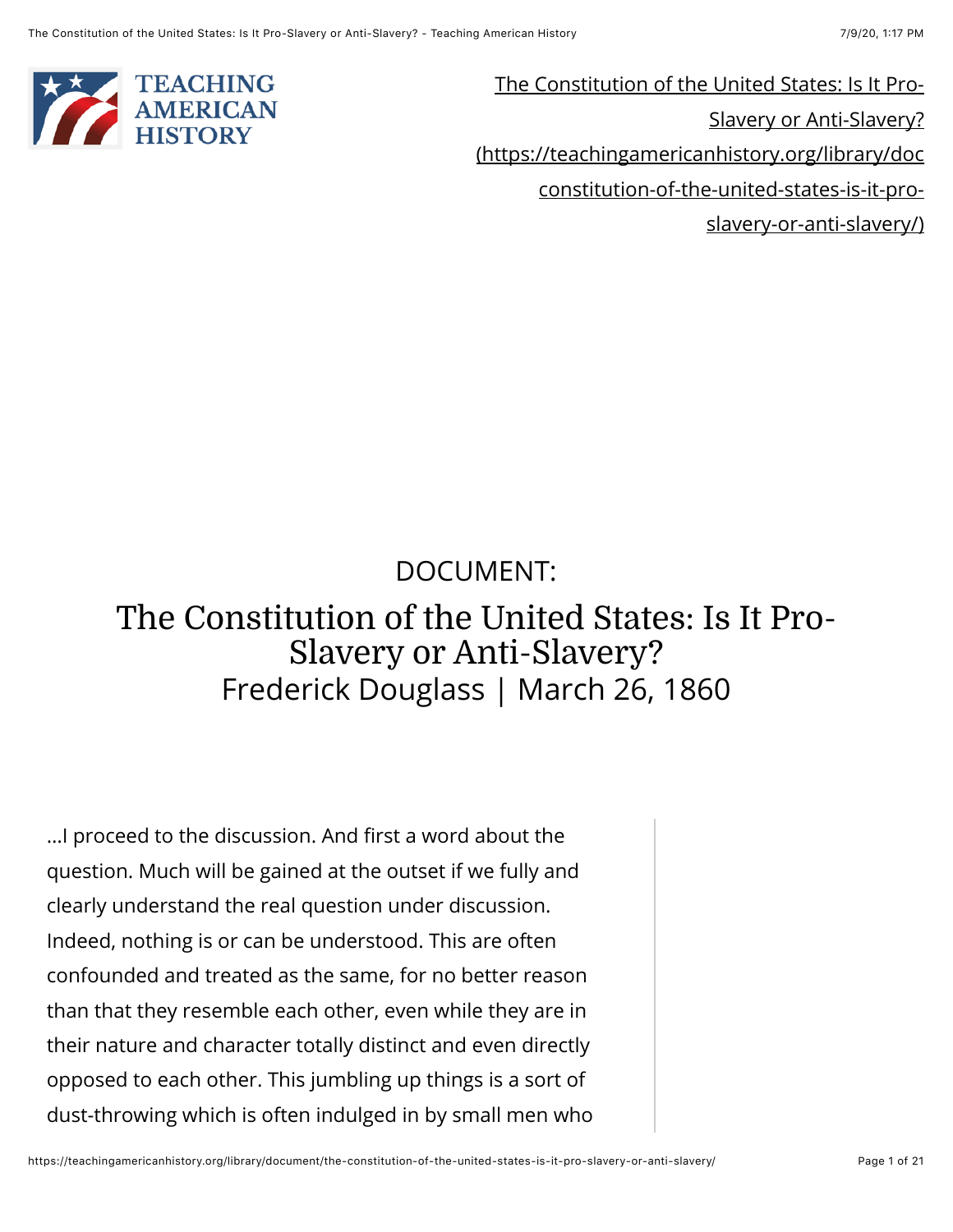The Constitution of the United States: Is It Pro-Slavery or Anti-Slavery? (https://teachingamericanhistory.org/library/document/the-constitution-of-the-united-states-is-it-pro-slavery-or-anti-slavery/)

DOCUMENT:

# The Constitution of the United States: Is It Pro-Slavery or Anti-Slavery?

Frederick Douglass | March 26, 1860

…I proceed to the discussion. And first a word about the question. Much will be gained at the outset if we fully and clearly understand the real question under discussion. Indeed, nothing is or can be understood. This are often confounded and treated as the same, for no better reason than that they resemble each other, even while they are in their nature and character totally distinct and even directly opposed to each other. This jumbling up things is a sort of dust-throwing which is often indulged in by small men who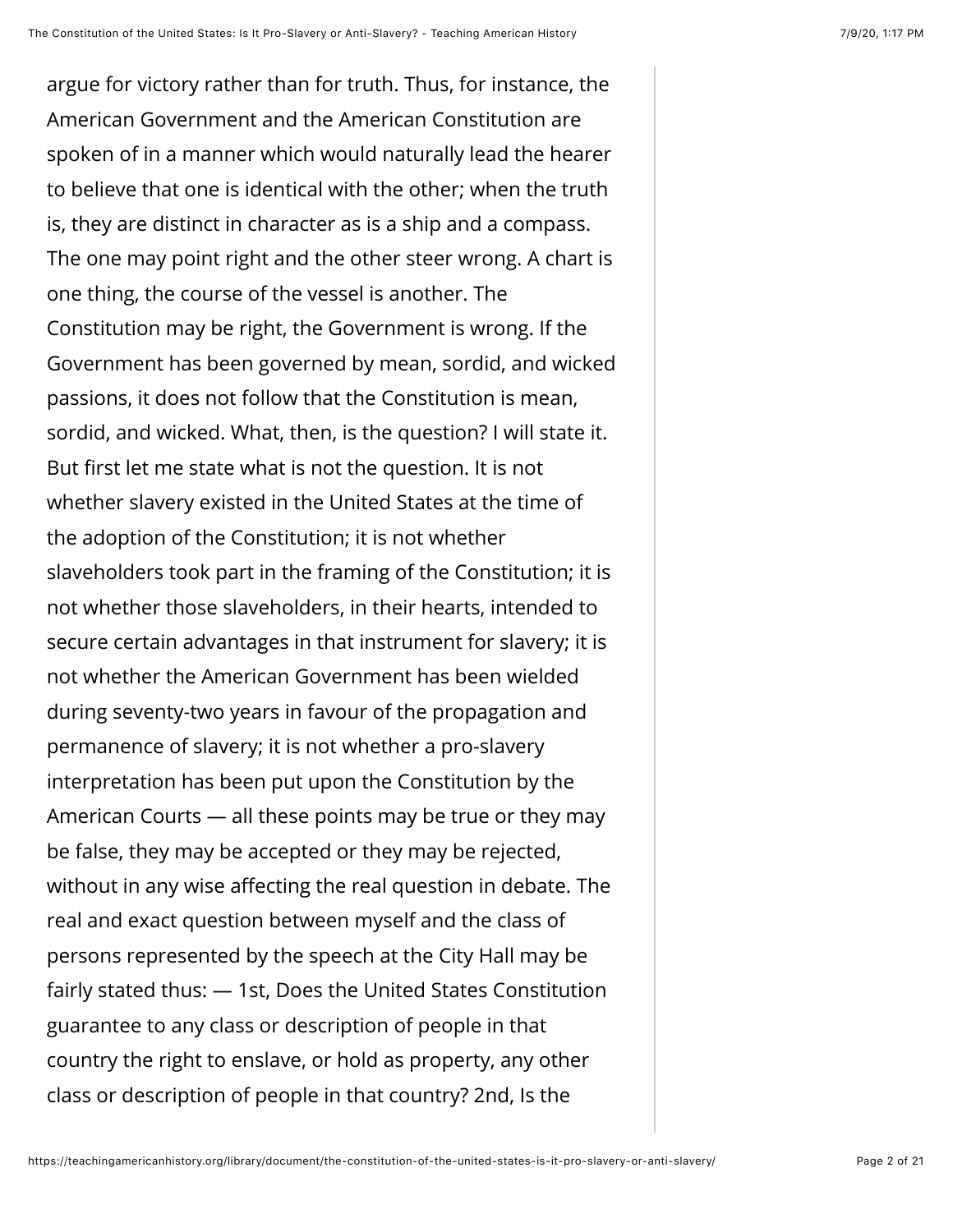argue for victory rather than for truth. Thus, for instance, the American Government and the American Constitution are spoken of in a manner which would naturally lead the hearer to believe that one is identical with the other; when the truth is, they are distinct in character as is a ship and a compass. The one may point right and the other steer wrong. A chart is one thing, the course of the vessel is another. The Constitution may be right, the Government is wrong. If the Government has been governed by mean, sordid, and wicked passions, it does not follow that the Constitution is mean, sordid, and wicked. What, then, is the question? I will state it. But first let me state what is not the question. It is not whether slavery existed in the United States at the time of the adoption of the Constitution; it is not whether slaveholders took part in the framing of the Constitution; it is not whether those slaveholders, in their hearts, intended to secure certain advantages in that instrument for slavery; it is not whether the American Government has been wielded during seventy-two years in favour of the propagation and permanence of slavery; it is not whether a pro-slavery interpretation has been put upon the Constitution by the American Courts — all these points may be true or they may be false, they may be accepted or they may be rejected, without in any wise affecting the real question in debate. The real and exact question between myself and the class of persons represented by the speech at the City Hall may be fairly stated thus: — 1st, Does the United States Constitution guarantee to any class or description of people in that country the right to enslave, or hold as property, any other class or description of people in that country? 2nd, Is the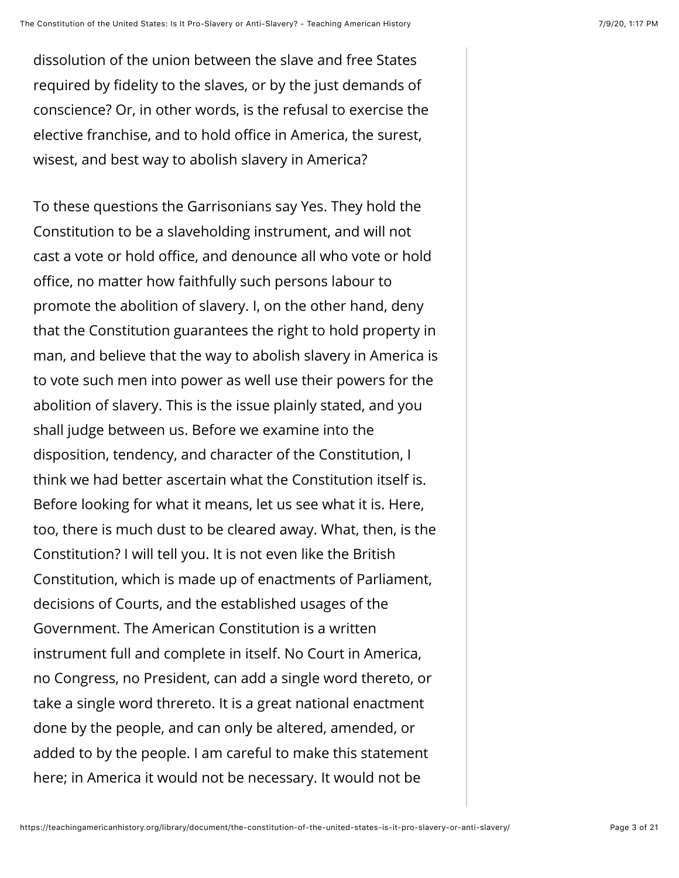dissolution of the union between the slave and free States required by fidelity to the slaves, or by the just demands of conscience? Or, in other words, is the refusal to exercise the elective franchise, and to hold office in America, the surest, wisest, and best way to abolish slavery in America?

To these questions the Garrisonians say Yes. They hold the Constitution to be a slaveholding instrument, and will not cast a vote or hold office, and denounce all who vote or hold office, no matter how faithfully such persons labour to promote the abolition of slavery. I, on the other hand, deny that the Constitution guarantees the right to hold property in man, and believe that the way to abolish slavery in America is to vote such men into power as well use their powers for the abolition of slavery. This is the issue plainly stated, and you shall judge between us. Before we examine into the disposition, tendency, and character of the Constitution, I think we had better ascertain what the Constitution itself is. Before looking for what it means, let us see what it is. Here, too, there is much dust to be cleared away. What, then, is the Constitution? I will tell you. It is not even like the British Constitution, which is made up of enactments of Parliament, decisions of Courts, and the established usages of the Government. The American Constitution is a written instrument full and complete in itself. No Court in America, no Congress, no President, can add a single word thereto, or take a single word threreto. It is a great national enactment done by the people, and can only be altered, amended, or added to by the people. I am careful to make this statement here; in America it would not be necessary. It would not be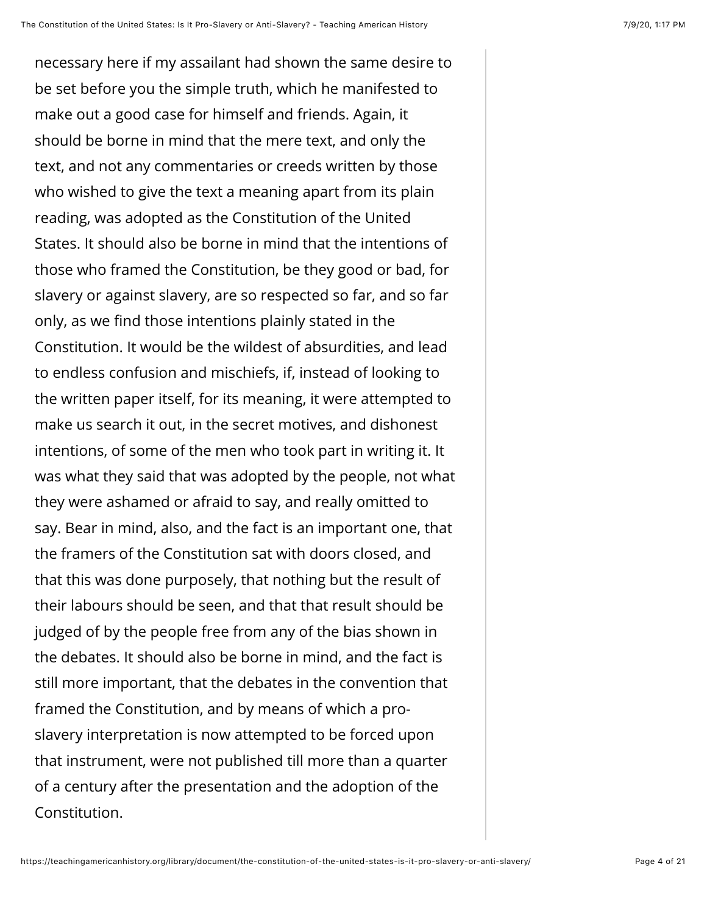necessary here if my assailant had shown the same desire to be set before you the simple truth, which he manifested to make out a good case for himself and friends. Again, it should be borne in mind that the mere text, and only the text, and not any commentaries or creeds written by those who wished to give the text a meaning apart from its plain reading, was adopted as the Constitution of the United States. It should also be borne in mind that the intentions of those who framed the Constitution, be they good or bad, for slavery or against slavery, are so respected so far, and so far only, as we find those intentions plainly stated in the Constitution. It would be the wildest of absurdities, and lead to endless confusion and mischiefs, if, instead of looking to the written paper itself, for its meaning, it were attempted to make us search it out, in the secret motives, and dishonest intentions, of some of the men who took part in writing it. It was what they said that was adopted by the people, not what they were ashamed or afraid to say, and really omitted to say. Bear in mind, also, and the fact is an important one, that the framers of the Constitution sat with doors closed, and that this was done purposely, that nothing but the result of their labours should be seen, and that that result should be judged of by the people free from any of the bias shown in the debates. It should also be borne in mind, and the fact is still more important, that the debates in the convention that framed the Constitution, and by means of which a pro-slavery interpretation is now attempted to be forced upon that instrument, were not published till more than a quarter of a century after the presentation and the adoption of the Constitution.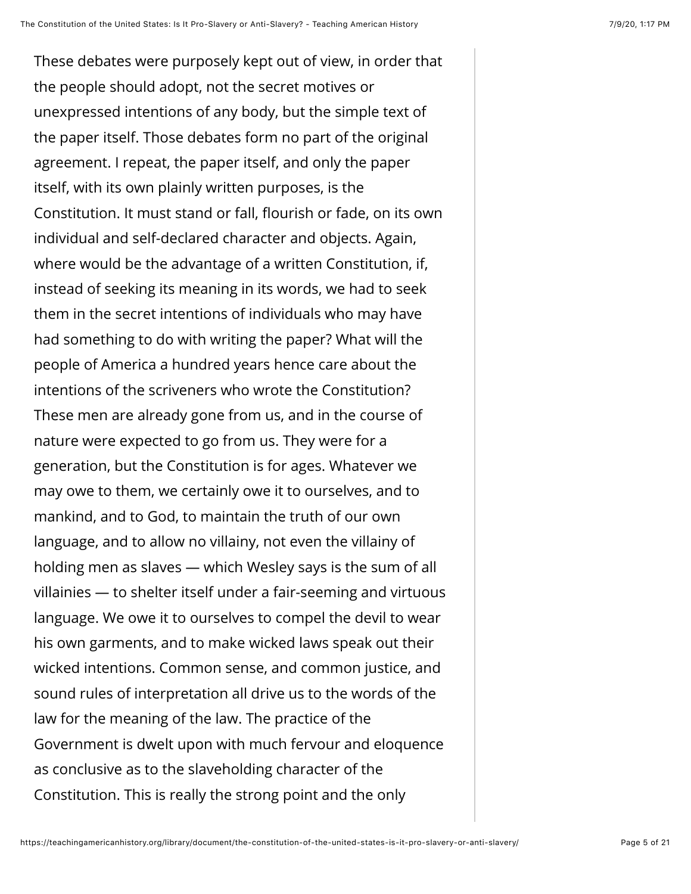These debates were purposely kept out of view, in order that the people should adopt, not the secret motives or unexpressed intentions of any body, but the simple text of the paper itself. Those debates form no part of the original agreement. I repeat, the paper itself, and only the paper itself, with its own plainly written purposes, is the Constitution. It must stand or fall, flourish or fade, on its own individual and self-declared character and objects. Again, where would be the advantage of a written Constitution, if, instead of seeking its meaning in its words, we had to seek them in the secret intentions of individuals who may have had something to do with writing the paper? What will the people of America a hundred years hence care about the intentions of the scriveners who wrote the Constitution? These men are already gone from us, and in the course of nature were expected to go from us. They were for a generation, but the Constitution is for ages. Whatever we may owe to them, we certainly owe it to ourselves, and to mankind, and to God, to maintain the truth of our own language, and to allow no villainy, not even the villainy of holding men as slaves — which Wesley says is the sum of all villainies — to shelter itself under a fair-seeming and virtuous language. We owe it to ourselves to compel the devil to wear his own garments, and to make wicked laws speak out their wicked intentions. Common sense, and common justice, and sound rules of interpretation all drive us to the words of the law for the meaning of the law. The practice of the Government is dwelt upon with much fervour and eloquence as conclusive as to the slaveholding character of the Constitution. This is really the strong point and the only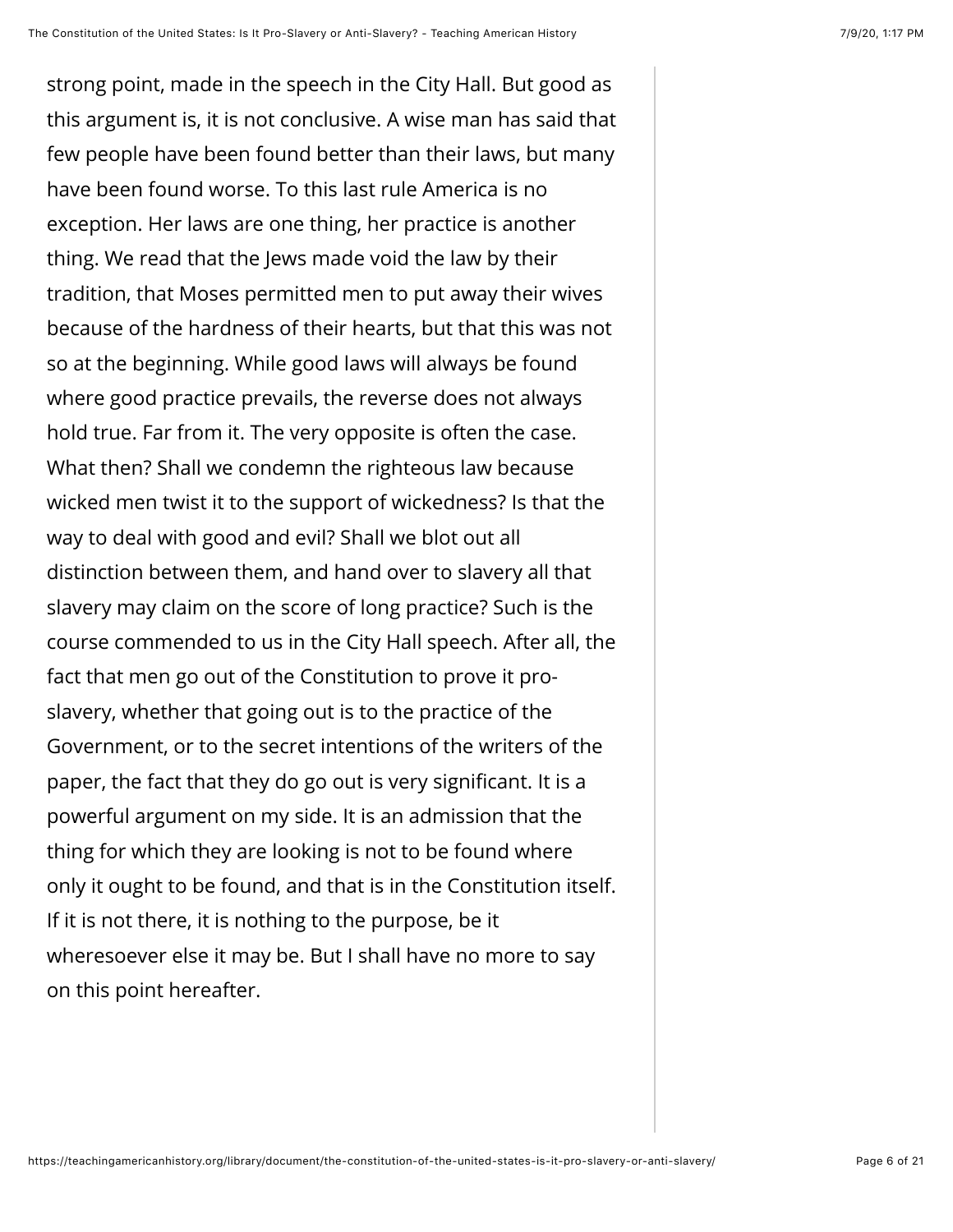strong point, made in the speech in the City Hall. But good as this argument is, it is not conclusive. A wise man has said that few people have been found better than their laws, but many have been found worse. To this last rule America is no exception. Her laws are one thing, her practice is another thing. We read that the Jews made void the law by their tradition, that Moses permitted men to put away their wives because of the hardness of their hearts, but that this was not so at the beginning. While good laws will always be found where good practice prevails, the reverse does not always hold true. Far from it. The very opposite is often the case. What then? Shall we condemn the righteous law because wicked men twist it to the support of wickedness? Is that the way to deal with good and evil? Shall we blot out all distinction between them, and hand over to slavery all that slavery may claim on the score of long practice? Such is the course commended to us in the City Hall speech. After all, the fact that men go out of the Constitution to prove it pro-slavery, whether that going out is to the practice of the Government, or to the secret intentions of the writers of the paper, the fact that they do go out is very significant. It is a powerful argument on my side. It is an admission that the thing for which they are looking is not to be found where only it ought to be found, and that is in the Constitution itself. If it is not there, it is nothing to the purpose, be it wheresoever else it may be. But I shall have no more to say on this point hereafter.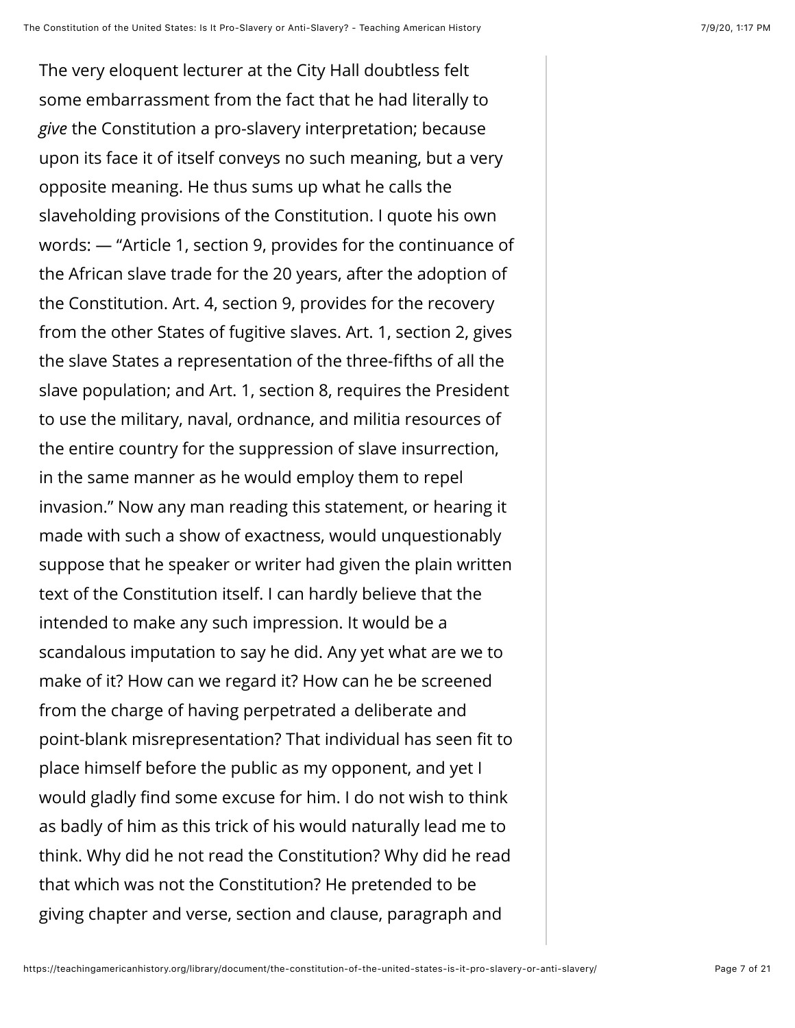The very eloquent lecturer at the City Hall doubtless felt some embarrassment from the fact that he had literally to *give* the Constitution a pro-slavery interpretation; because upon its face it of itself conveys no such meaning, but a very opposite meaning. He thus sums up what he calls the slaveholding provisions of the Constitution. I quote his own words: — "Article 1, section 9, provides for the continuance of the African slave trade for the 20 years, after the adoption of the Constitution. Art. 4, section 9, provides for the recovery from the other States of fugitive slaves. Art. 1, section 2, gives the slave States a representation of the three-fifths of all the slave population; and Art. 1, section 8, requires the President to use the military, naval, ordnance, and militia resources of the entire country for the suppression of slave insurrection, in the same manner as he would employ them to repel invasion." Now any man reading this statement, or hearing it made with such a show of exactness, would unquestionably suppose that he speaker or writer had given the plain written text of the Constitution itself. I can hardly believe that the intended to make any such impression. It would be a scandalous imputation to say he did. Any yet what are we to make of it? How can we regard it? How can he be screened from the charge of having perpetrated a deliberate and point-blank misrepresentation? That individual has seen fit to place himself before the public as my opponent, and yet I would gladly find some excuse for him. I do not wish to think as badly of him as this trick of his would naturally lead me to think. Why did he not read the Constitution? Why did he read that which was not the Constitution? He pretended to be giving chapter and verse, section and clause, paragraph and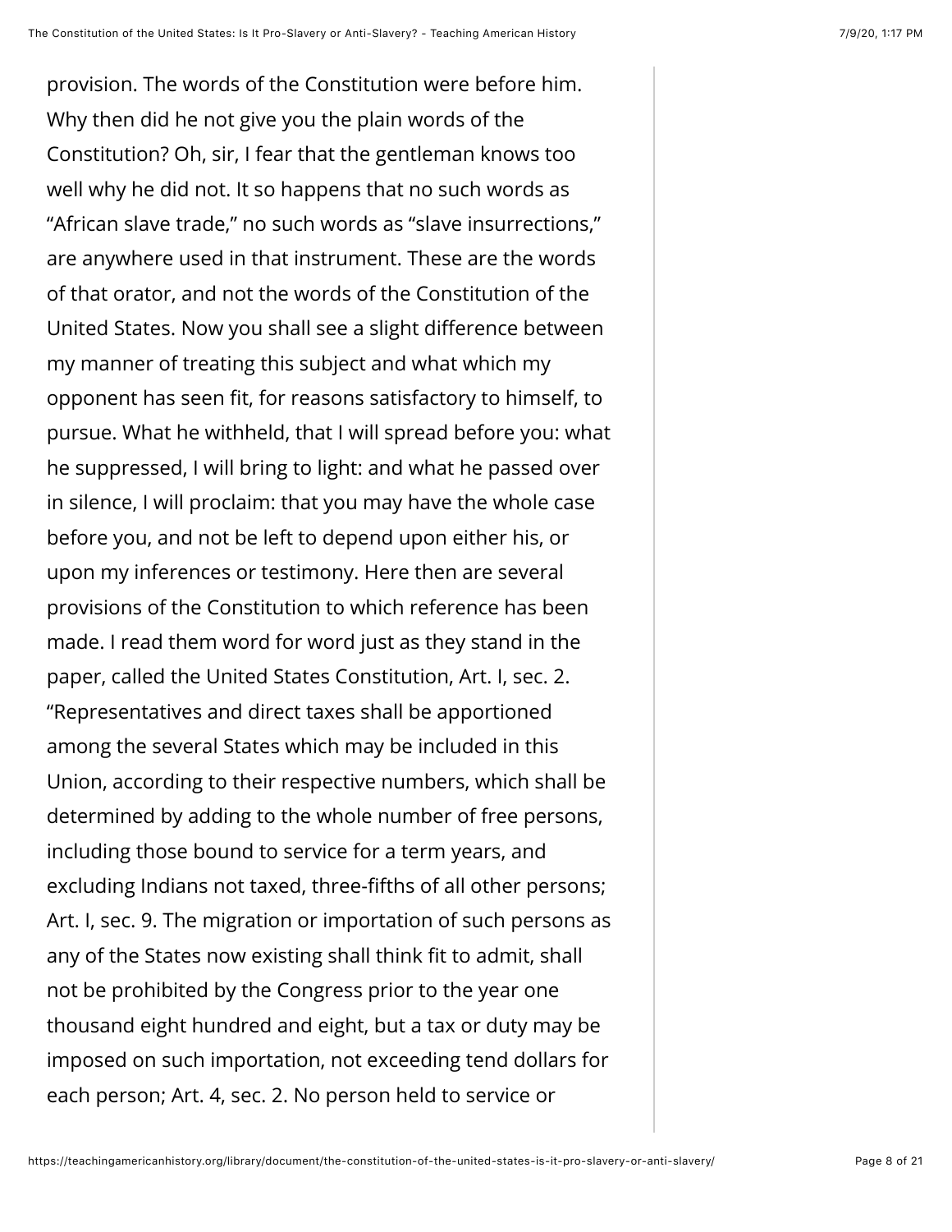provision. The words of the Constitution were before him. Why then did he not give you the plain words of the Constitution? Oh, sir, I fear that the gentleman knows too well why he did not. It so happens that no such words as "African slave trade," no such words as "slave insurrections," are anywhere used in that instrument. These are the words of that orator, and not the words of the Constitution of the United States. Now you shall see a slight difference between my manner of treating this subject and what which my opponent has seen fit, for reasons satisfactory to himself, to pursue. What he withheld, that I will spread before you: what he suppressed, I will bring to light: and what he passed over in silence, I will proclaim: that you may have the whole case before you, and not be left to depend upon either his, or upon my inferences or testimony. Here then are several provisions of the Constitution to which reference has been made. I read them word for word just as they stand in the paper, called the United States Constitution, Art. I, sec. 2. "Representatives and direct taxes shall be apportioned among the several States which may be included in this Union, according to their respective numbers, which shall be determined by adding to the whole number of free persons, including those bound to service for a term years, and excluding Indians not taxed, three-fifths of all other persons; Art. I, sec. 9. The migration or importation of such persons as any of the States now existing shall think fit to admit, shall not be prohibited by the Congress prior to the year one thousand eight hundred and eight, but a tax or duty may be imposed on such importation, not exceeding tend dollars for each person; Art. 4, sec. 2. No person held to service or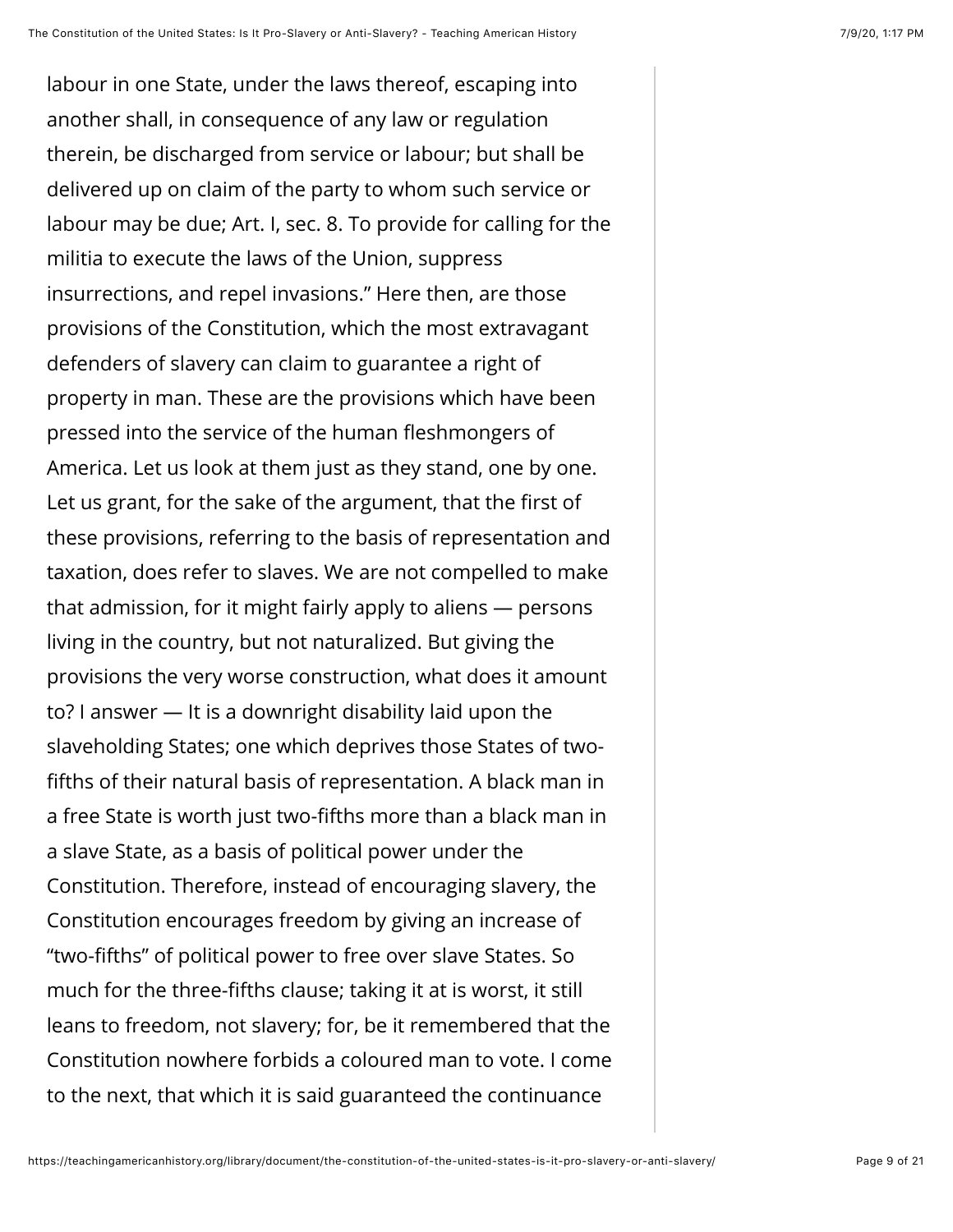labour in one State, under the laws thereof, escaping into another shall, in consequence of any law or regulation therein, be discharged from service or labour; but shall be delivered up on claim of the party to whom such service or labour may be due; Art. I, sec. 8. To provide for calling for the militia to execute the laws of the Union, suppress insurrections, and repel invasions." Here then, are those provisions of the Constitution, which the most extravagant defenders of slavery can claim to guarantee a right of property in man. These are the provisions which have been pressed into the service of the human fleshmongers of America. Let us look at them just as they stand, one by one. Let us grant, for the sake of the argument, that the first of these provisions, referring to the basis of representation and taxation, does refer to slaves. We are not compelled to make that admission, for it might fairly apply to aliens — persons living in the country, but not naturalized. But giving the provisions the very worse construction, what does it amount to? I answer — It is a downright disability laid upon the slaveholding States; one which deprives those States of two-fifths of their natural basis of representation. A black man in a free State is worth just two-fifths more than a black man in a slave State, as a basis of political power under the Constitution. Therefore, instead of encouraging slavery, the Constitution encourages freedom by giving an increase of "two-fifths" of political power to free over slave States. So much for the three-fifths clause; taking it at is worst, it still leans to freedom, not slavery; for, be it remembered that the Constitution nowhere forbids a coloured man to vote. I come to the next, that which it is said guaranteed the continuance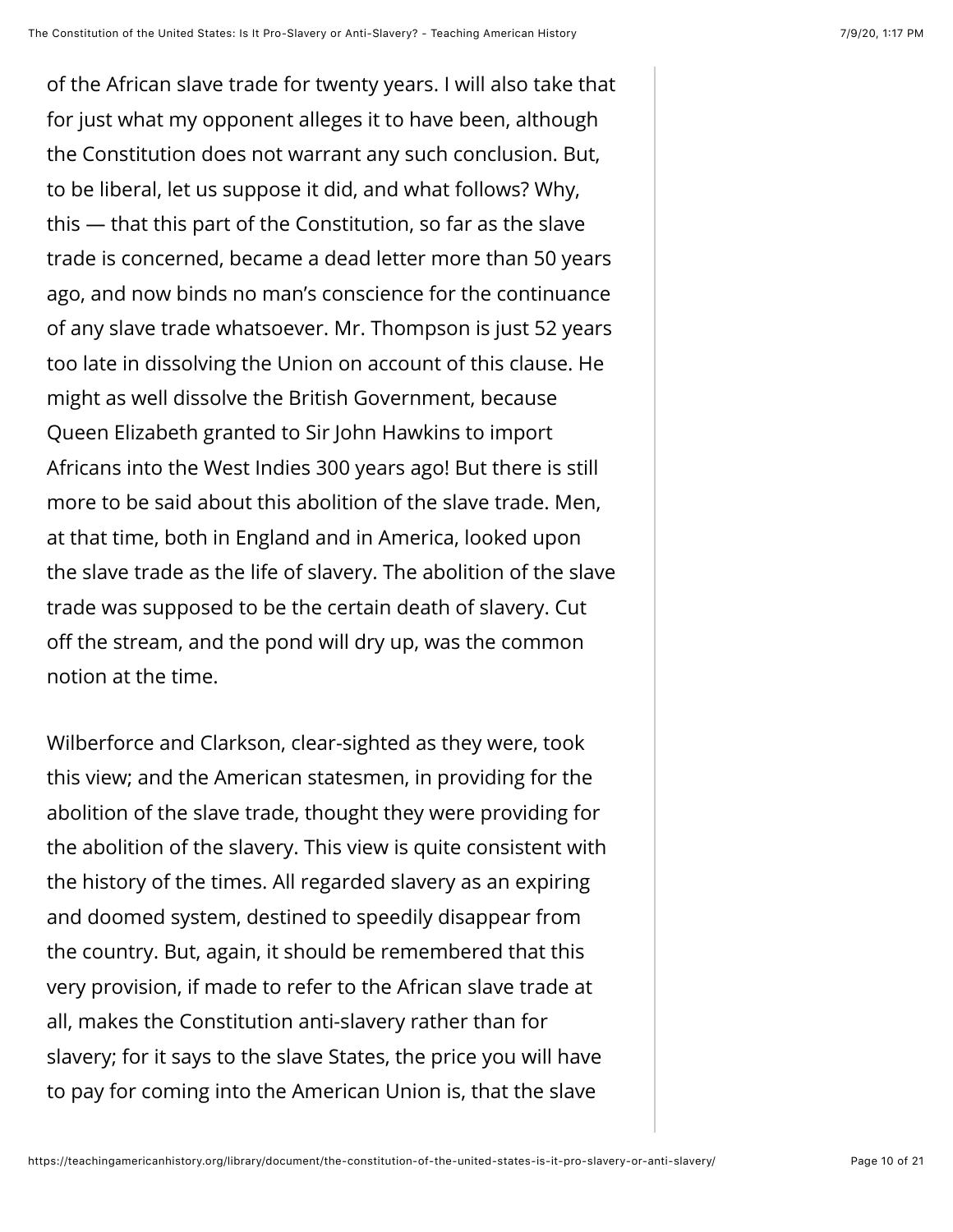of the African slave trade for twenty years. I will also take that for just what my opponent alleges it to have been, although the Constitution does not warrant any such conclusion. But, to be liberal, let us suppose it did, and what follows? Why, this — that this part of the Constitution, so far as the slave trade is concerned, became a dead letter more than 50 years ago, and now binds no man's conscience for the continuance of any slave trade whatsoever. Mr. Thompson is just 52 years too late in dissolving the Union on account of this clause. He might as well dissolve the British Government, because Queen Elizabeth granted to Sir John Hawkins to import Africans into the West Indies 300 years ago! But there is still more to be said about this abolition of the slave trade. Men, at that time, both in England and in America, looked upon the slave trade as the life of slavery. The abolition of the slave trade was supposed to be the certain death of slavery. Cut off the stream, and the pond will dry up, was the common notion at the time.

Wilberforce and Clarkson, clear-sighted as they were, took this view; and the American statesmen, in providing for the abolition of the slave trade, thought they were providing for the abolition of the slavery. This view is quite consistent with the history of the times. All regarded slavery as an expiring and doomed system, destined to speedily disappear from the country. But, again, it should be remembered that this very provision, if made to refer to the African slave trade at all, makes the Constitution anti-slavery rather than for slavery; for it says to the slave States, the price you will have to pay for coming into the American Union is, that the slave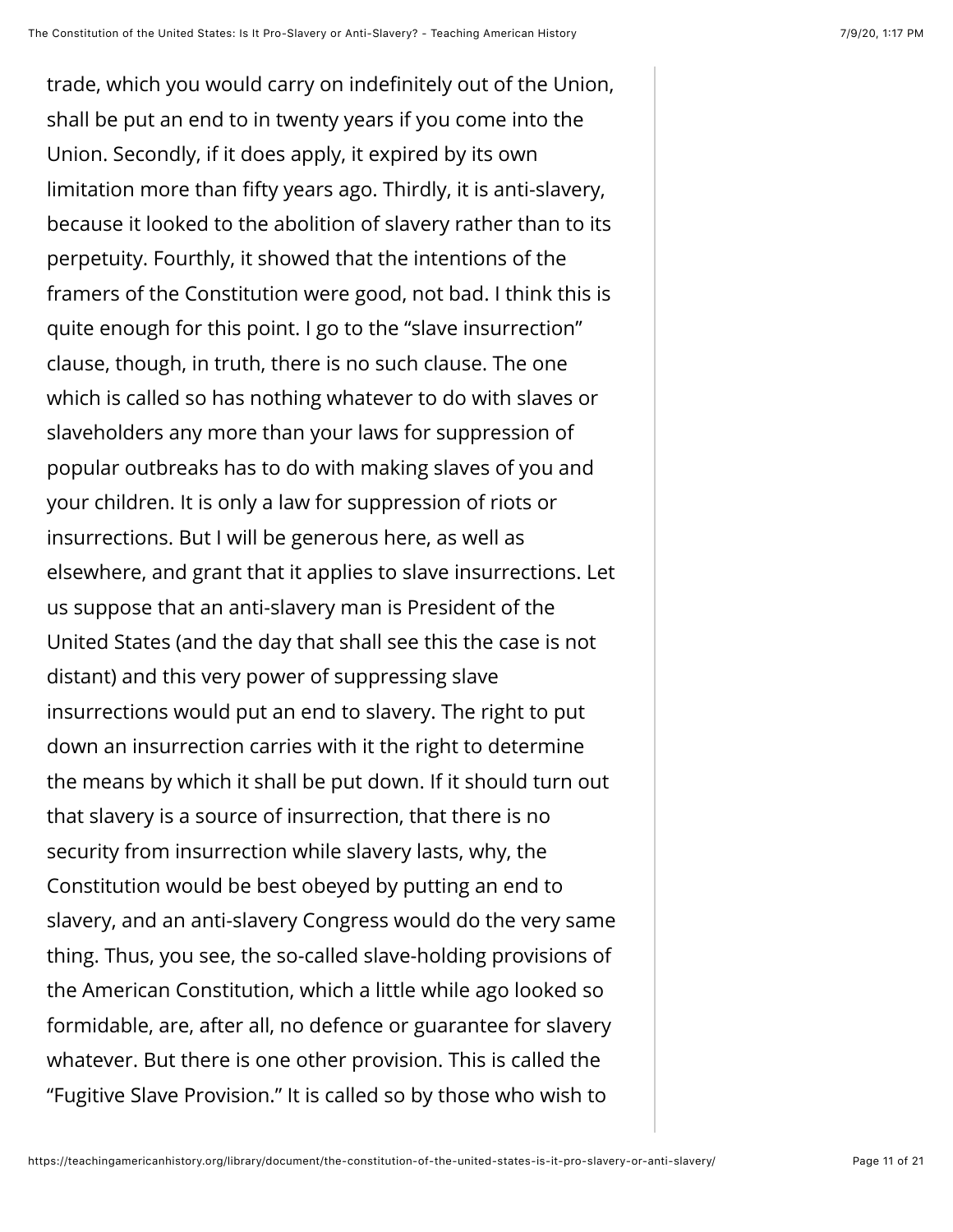trade, which you would carry on indefinitely out of the Union, shall be put an end to in twenty years if you come into the Union. Secondly, if it does apply, it expired by its own limitation more than fifty years ago. Thirdly, it is anti-slavery, because it looked to the abolition of slavery rather than to its perpetuity. Fourthly, it showed that the intentions of the framers of the Constitution were good, not bad. I think this is quite enough for this point. I go to the "slave insurrection" clause, though, in truth, there is no such clause. The one which is called so has nothing whatever to do with slaves or slaveholders any more than your laws for suppression of popular outbreaks has to do with making slaves of you and your children. It is only a law for suppression of riots or insurrections. But I will be generous here, as well as elsewhere, and grant that it applies to slave insurrections. Let us suppose that an anti-slavery man is President of the United States (and the day that shall see this the case is not distant) and this very power of suppressing slave insurrections would put an end to slavery. The right to put down an insurrection carries with it the right to determine the means by which it shall be put down. If it should turn out that slavery is a source of insurrection, that there is no security from insurrection while slavery lasts, why, the Constitution would be best obeyed by putting an end to slavery, and an anti-slavery Congress would do the very same thing. Thus, you see, the so-called slave-holding provisions of the American Constitution, which a little while ago looked so formidable, are, after all, no defence or guarantee for slavery whatever. But there is one other provision. This is called the "Fugitive Slave Provision." It is called so by those who wish to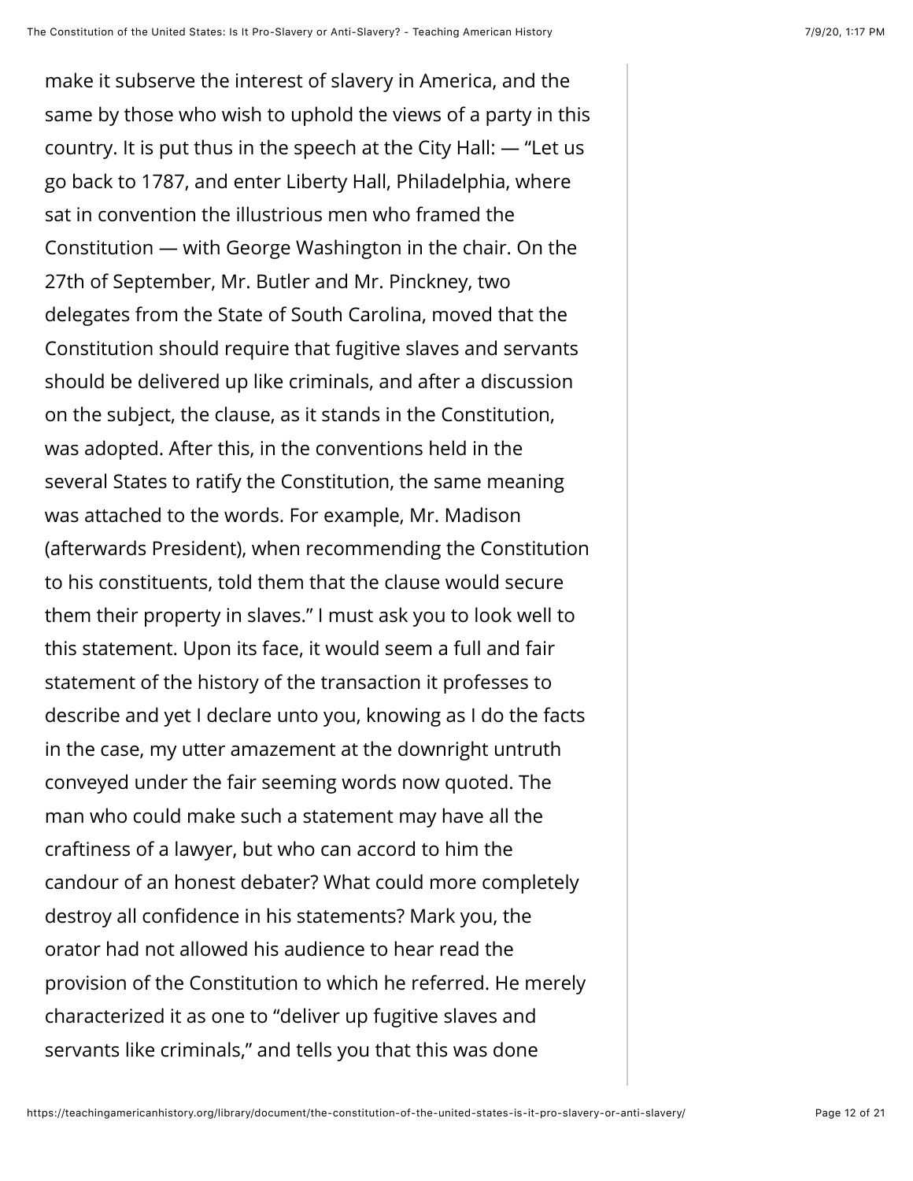make it subserve the interest of slavery in America, and the same by those who wish to uphold the views of a party in this country. It is put thus in the speech at the City Hall: — "Let us go back to 1787, and enter Liberty Hall, Philadelphia, where sat in convention the illustrious men who framed the Constitution — with George Washington in the chair. On the 27th of September, Mr. Butler and Mr. Pinckney, two delegates from the State of South Carolina, moved that the Constitution should require that fugitive slaves and servants should be delivered up like criminals, and after a discussion on the subject, the clause, as it stands in the Constitution, was adopted. After this, in the conventions held in the several States to ratify the Constitution, the same meaning was attached to the words. For example, Mr. Madison (afterwards President), when recommending the Constitution to his constituents, told them that the clause would secure them their property in slaves." I must ask you to look well to this statement. Upon its face, it would seem a full and fair statement of the history of the transaction it professes to describe and yet I declare unto you, knowing as I do the facts in the case, my utter amazement at the downright untruth conveyed under the fair seeming words now quoted. The man who could make such a statement may have all the craftiness of a lawyer, but who can accord to him the candour of an honest debater? What could more completely destroy all confidence in his statements? Mark you, the orator had not allowed his audience to hear read the provision of the Constitution to which he referred. He merely characterized it as one to "deliver up fugitive slaves and servants like criminals," and tells you that this was done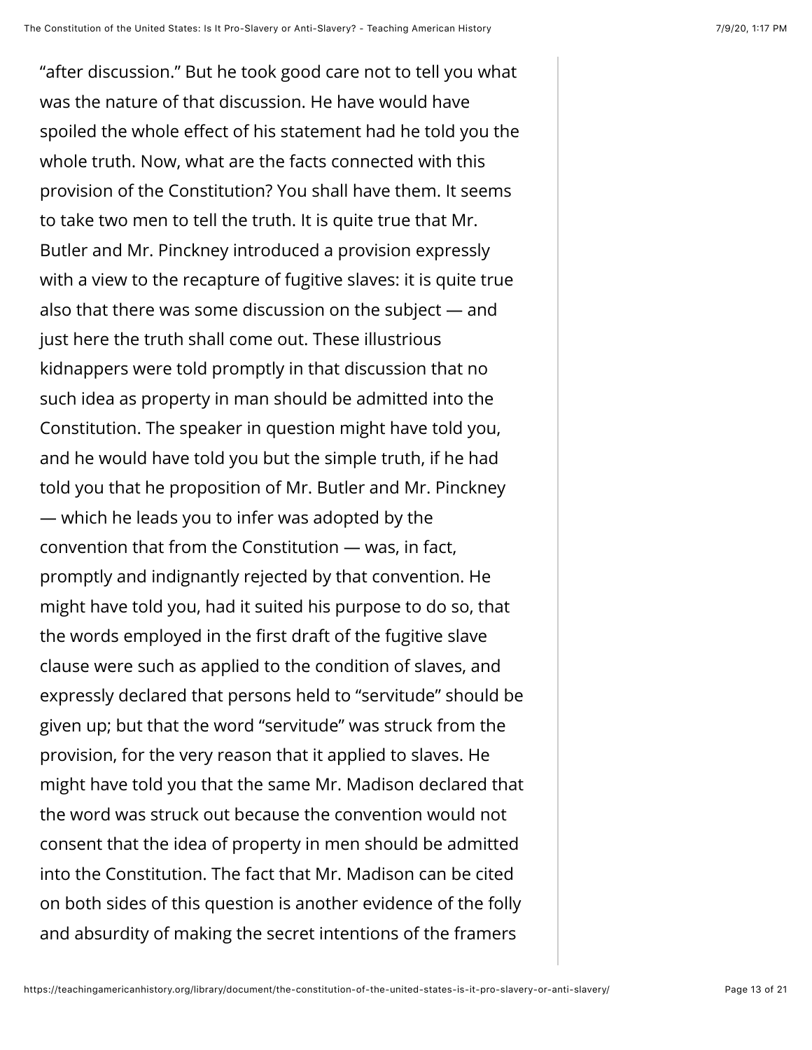"after discussion." But he took good care not to tell you what was the nature of that discussion. He have would have spoiled the whole effect of his statement had he told you the whole truth. Now, what are the facts connected with this provision of the Constitution? You shall have them. It seems to take two men to tell the truth. It is quite true that Mr. Butler and Mr. Pinckney introduced a provision expressly with a view to the recapture of fugitive slaves: it is quite true also that there was some discussion on the subject — and just here the truth shall come out. These illustrious kidnappers were told promptly in that discussion that no such idea as property in man should be admitted into the Constitution. The speaker in question might have told you, and he would have told you but the simple truth, if he had told you that he proposition of Mr. Butler and Mr. Pinckney — which he leads you to infer was adopted by the convention that from the Constitution — was, in fact, promptly and indignantly rejected by that convention. He might have told you, had it suited his purpose to do so, that the words employed in the first draft of the fugitive slave clause were such as applied to the condition of slaves, and expressly declared that persons held to "servitude" should be given up; but that the word "servitude" was struck from the provision, for the very reason that it applied to slaves. He might have told you that the same Mr. Madison declared that the word was struck out because the convention would not consent that the idea of property in men should be admitted into the Constitution. The fact that Mr. Madison can be cited on both sides of this question is another evidence of the folly and absurdity of making the secret intentions of the framers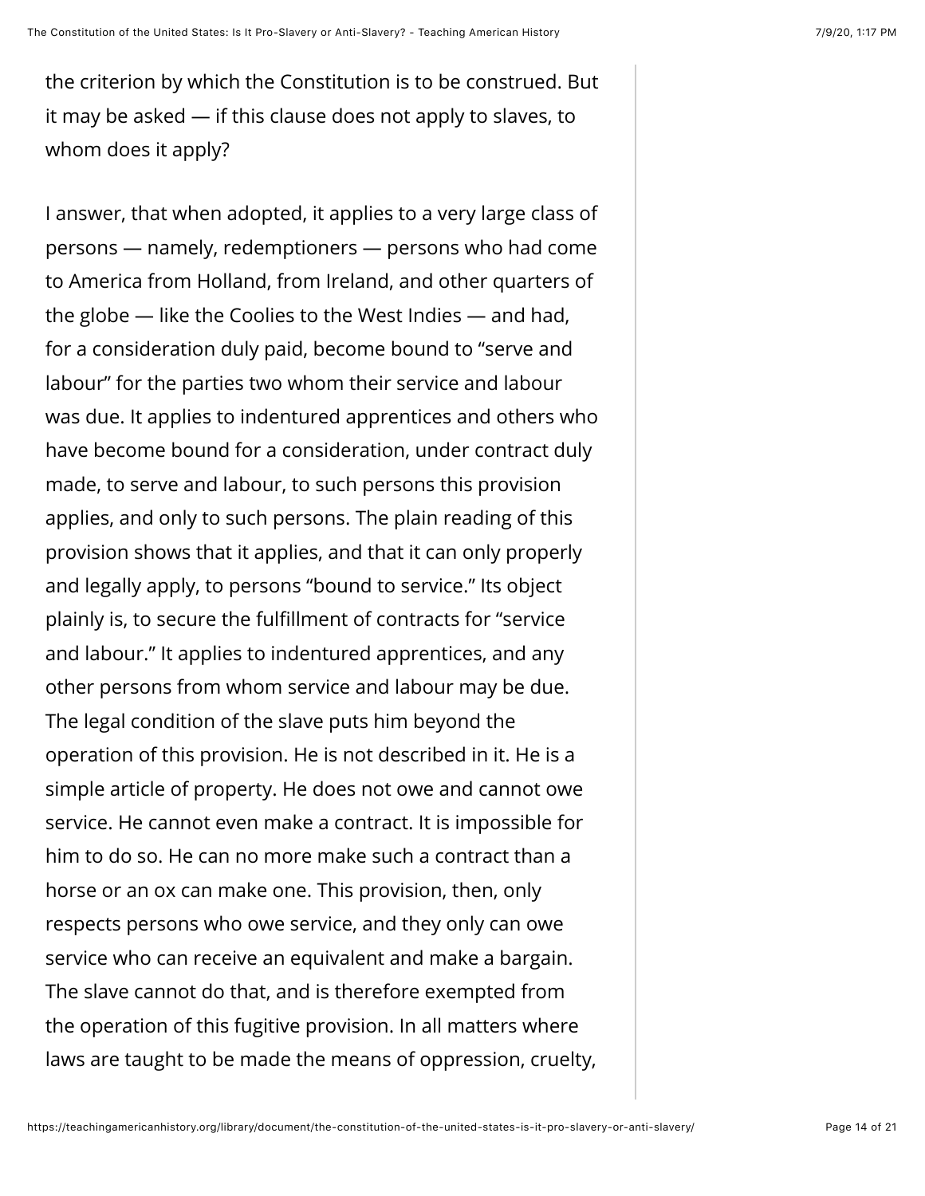the criterion by which the Constitution is to be construed. But it may be asked — if this clause does not apply to slaves, to whom does it apply?

I answer, that when adopted, it applies to a very large class of persons — namely, redemptioners — persons who had come to America from Holland, from Ireland, and other quarters of the globe — like the Coolies to the West Indies — and had, for a consideration duly paid, become bound to "serve and labour" for the parties two whom their service and labour was due. It applies to indentured apprentices and others who have become bound for a consideration, under contract duly made, to serve and labour, to such persons this provision applies, and only to such persons. The plain reading of this provision shows that it applies, and that it can only properly and legally apply, to persons "bound to service." Its object plainly is, to secure the fulfillment of contracts for "service and labour." It applies to indentured apprentices, and any other persons from whom service and labour may be due. The legal condition of the slave puts him beyond the operation of this provision. He is not described in it. He is a simple article of property. He does not owe and cannot owe service. He cannot even make a contract. It is impossible for him to do so. He can no more make such a contract than a horse or an ox can make one. This provision, then, only respects persons who owe service, and they only can owe service who can receive an equivalent and make a bargain. The slave cannot do that, and is therefore exempted from the operation of this fugitive provision. In all matters where laws are taught to be made the means of oppression, cruelty,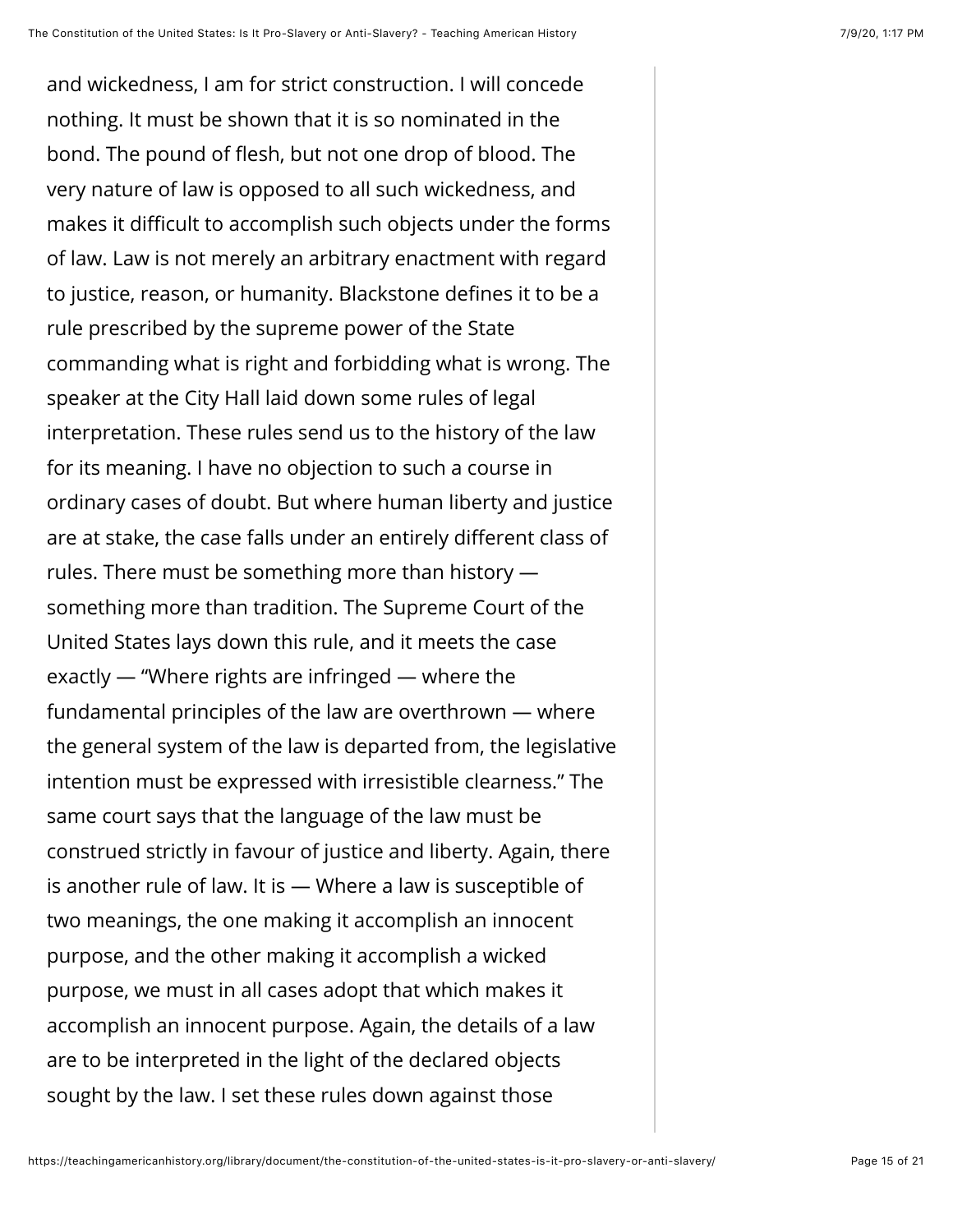and wickedness, I am for strict construction. I will concede nothing. It must be shown that it is so nominated in the bond. The pound of flesh, but not one drop of blood. The very nature of law is opposed to all such wickedness, and makes it difficult to accomplish such objects under the forms of law. Law is not merely an arbitrary enactment with regard to justice, reason, or humanity. Blackstone defines it to be a rule prescribed by the supreme power of the State commanding what is right and forbidding what is wrong. The speaker at the City Hall laid down some rules of legal interpretation. These rules send us to the history of the law for its meaning. I have no objection to such a course in ordinary cases of doubt. But where human liberty and justice are at stake, the case falls under an entirely different class of rules. There must be something more than history — something more than tradition. The Supreme Court of the United States lays down this rule, and it meets the case exactly — "Where rights are infringed — where the fundamental principles of the law are overthrown — where the general system of the law is departed from, the legislative intention must be expressed with irresistible clearness." The same court says that the language of the law must be construed strictly in favour of justice and liberty. Again, there is another rule of law. It is — Where a law is susceptible of two meanings, the one making it accomplish an innocent purpose, and the other making it accomplish a wicked purpose, we must in all cases adopt that which makes it accomplish an innocent purpose. Again, the details of a law are to be interpreted in the light of the declared objects sought by the law. I set these rules down against those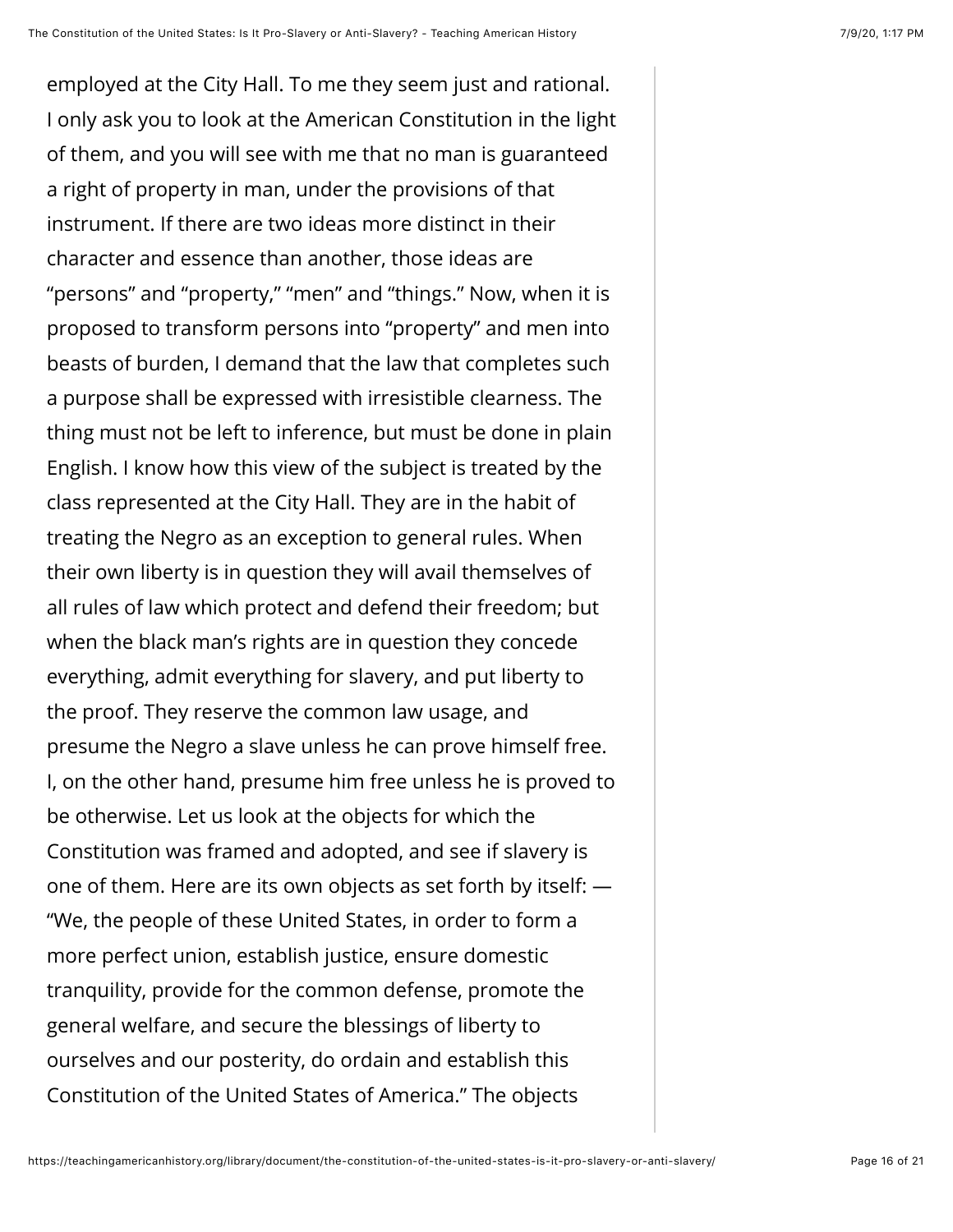employed at the City Hall. To me they seem just and rational. I only ask you to look at the American Constitution in the light of them, and you will see with me that no man is guaranteed a right of property in man, under the provisions of that instrument. If there are two ideas more distinct in their character and essence than another, those ideas are "persons" and "property," "men" and "things." Now, when it is proposed to transform persons into "property" and men into beasts of burden, I demand that the law that completes such a purpose shall be expressed with irresistible clearness. The thing must not be left to inference, but must be done in plain English. I know how this view of the subject is treated by the class represented at the City Hall. They are in the habit of treating the Negro as an exception to general rules. When their own liberty is in question they will avail themselves of all rules of law which protect and defend their freedom; but when the black man's rights are in question they concede everything, admit everything for slavery, and put liberty to the proof. They reserve the common law usage, and presume the Negro a slave unless he can prove himself free. I, on the other hand, presume him free unless he is proved to be otherwise. Let us look at the objects for which the Constitution was framed and adopted, and see if slavery is one of them. Here are its own objects as set forth by itself: — "We, the people of these United States, in order to form a more perfect union, establish justice, ensure domestic tranquility, provide for the common defense, promote the general welfare, and secure the blessings of liberty to ourselves and our posterity, do ordain and establish this Constitution of the United States of America." The objects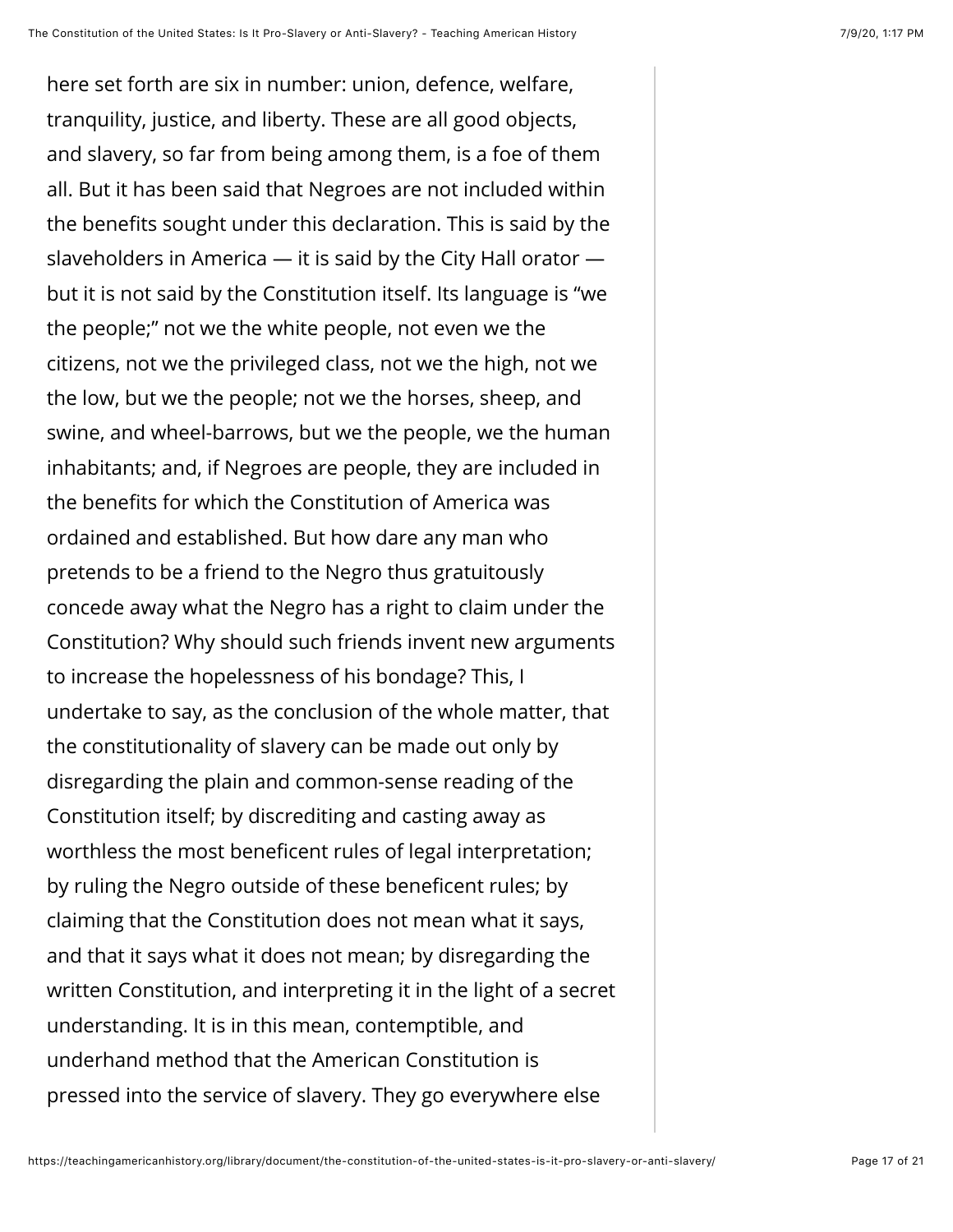here set forth are six in number: union, defence, welfare, tranquility, justice, and liberty. These are all good objects, and slavery, so far from being among them, is a foe of them all. But it has been said that Negroes are not included within the benefits sought under this declaration. This is said by the slaveholders in America — it is said by the City Hall orator — but it is not said by the Constitution itself. Its language is "we the people;" not we the white people, not even we the citizens, not we the privileged class, not we the high, not we the low, but we the people; not we the horses, sheep, and swine, and wheel-barrows, but we the people, we the human inhabitants; and, if Negroes are people, they are included in the benefits for which the Constitution of America was ordained and established. But how dare any man who pretends to be a friend to the Negro thus gratuitously concede away what the Negro has a right to claim under the Constitution? Why should such friends invent new arguments to increase the hopelessness of his bondage? This, I undertake to say, as the conclusion of the whole matter, that the constitutionality of slavery can be made out only by disregarding the plain and common-sense reading of the Constitution itself; by discrediting and casting away as worthless the most beneficent rules of legal interpretation; by ruling the Negro outside of these beneficent rules; by claiming that the Constitution does not mean what it says, and that it says what it does not mean; by disregarding the written Constitution, and interpreting it in the light of a secret understanding. It is in this mean, contemptible, and underhand method that the American Constitution is pressed into the service of slavery. They go everywhere else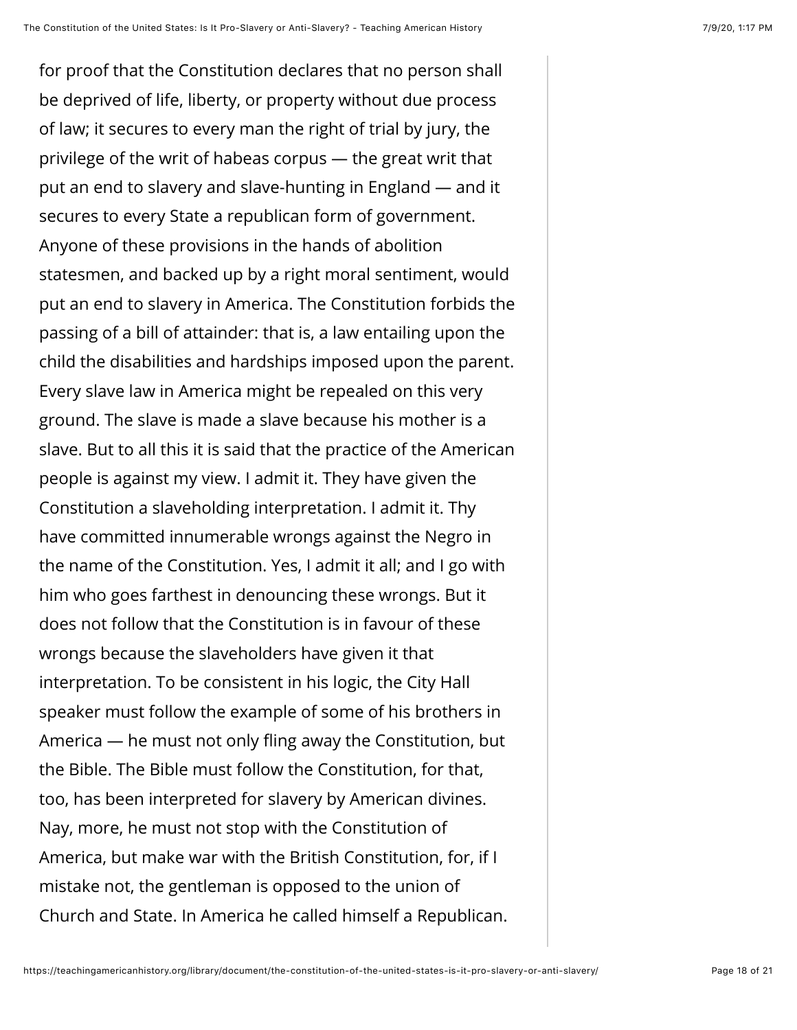for proof that the Constitution declares that no person shall be deprived of life, liberty, or property without due process of law; it secures to every man the right of trial by jury, the privilege of the writ of habeas corpus — the great writ that put an end to slavery and slave-hunting in England — and it secures to every State a republican form of government. Anyone of these provisions in the hands of abolition statesmen, and backed up by a right moral sentiment, would put an end to slavery in America. The Constitution forbids the passing of a bill of attainder: that is, a law entailing upon the child the disabilities and hardships imposed upon the parent. Every slave law in America might be repealed on this very ground. The slave is made a slave because his mother is a slave. But to all this it is said that the practice of the American people is against my view. I admit it. They have given the Constitution a slaveholding interpretation. I admit it. Thy have committed innumerable wrongs against the Negro in the name of the Constitution. Yes, I admit it all; and I go with him who goes farthest in denouncing these wrongs. But it does not follow that the Constitution is in favour of these wrongs because the slaveholders have given it that interpretation. To be consistent in his logic, the City Hall speaker must follow the example of some of his brothers in America — he must not only fling away the Constitution, but the Bible. The Bible must follow the Constitution, for that, too, has been interpreted for slavery by American divines. Nay, more, he must not stop with the Constitution of America, but make war with the British Constitution, for, if I mistake not, the gentleman is opposed to the union of Church and State. In America he called himself a Republican.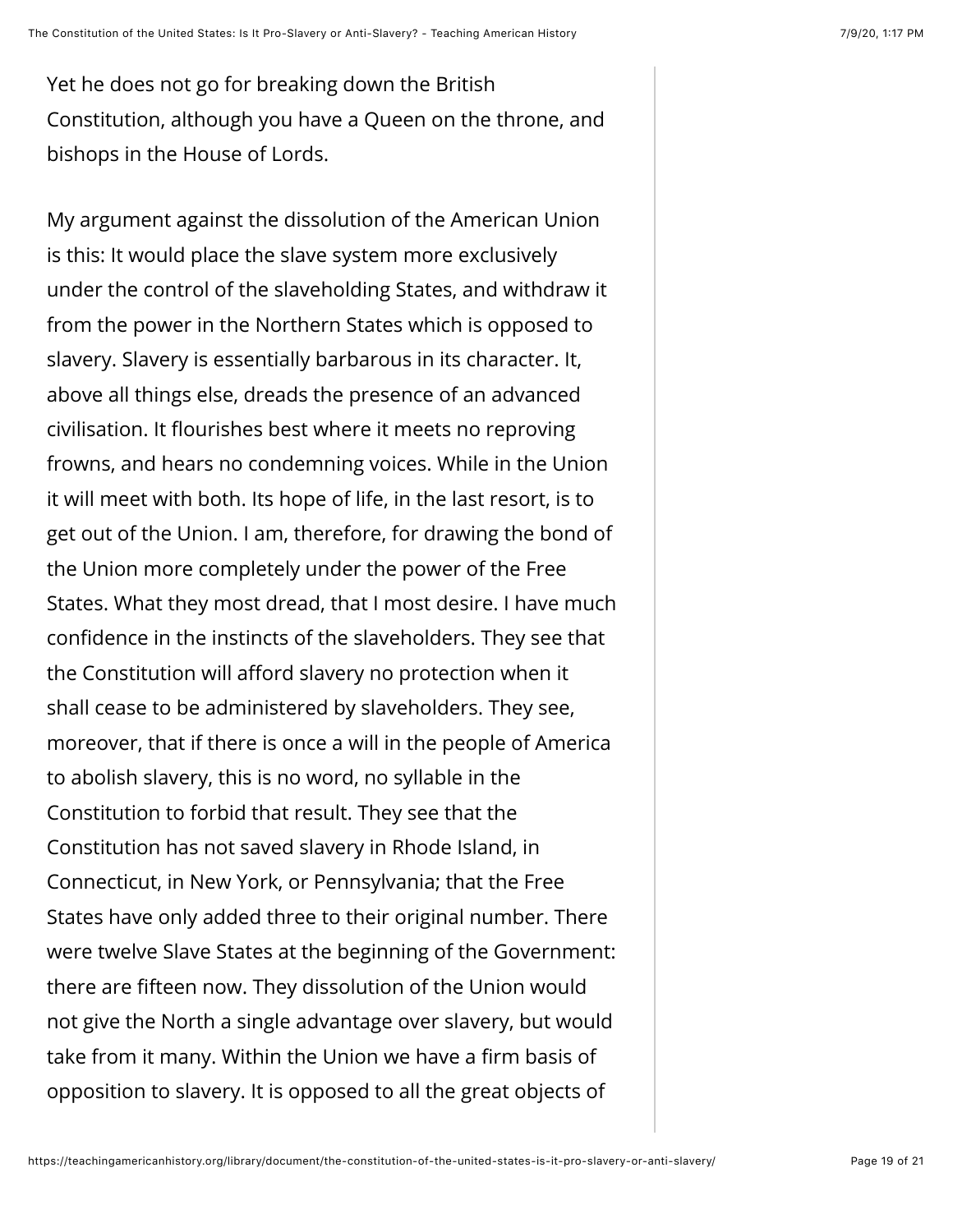Yet he does not go for breaking down the British Constitution, although you have a Queen on the throne, and bishops in the House of Lords.

My argument against the dissolution of the American Union is this: It would place the slave system more exclusively under the control of the slaveholding States, and withdraw it from the power in the Northern States which is opposed to slavery. Slavery is essentially barbarous in its character. It, above all things else, dreads the presence of an advanced civilisation. It flourishes best where it meets no reproving frowns, and hears no condemning voices. While in the Union it will meet with both. Its hope of life, in the last resort, is to get out of the Union. I am, therefore, for drawing the bond of the Union more completely under the power of the Free States. What they most dread, that I most desire. I have much confidence in the instincts of the slaveholders. They see that the Constitution will afford slavery no protection when it shall cease to be administered by slaveholders. They see, moreover, that if there is once a will in the people of America to abolish slavery, this is no word, no syllable in the Constitution to forbid that result. They see that the Constitution has not saved slavery in Rhode Island, in Connecticut, in New York, or Pennsylvania; that the Free States have only added three to their original number. There were twelve Slave States at the beginning of the Government: there are fifteen now. They dissolution of the Union would not give the North a single advantage over slavery, but would take from it many. Within the Union we have a firm basis of opposition to slavery. It is opposed to all the great objects of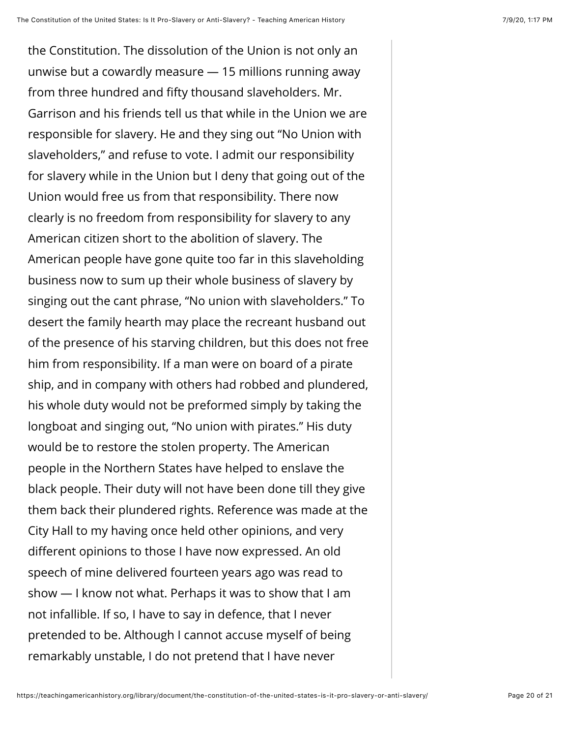the Constitution. The dissolution of the Union is not only an unwise but a cowardly measure — 15 millions running away from three hundred and fifty thousand slaveholders. Mr. Garrison and his friends tell us that while in the Union we are responsible for slavery. He and they sing out "No Union with slaveholders," and refuse to vote. I admit our responsibility for slavery while in the Union but I deny that going out of the Union would free us from that responsibility. There now clearly is no freedom from responsibility for slavery to any American citizen short to the abolition of slavery. The American people have gone quite too far in this slaveholding business now to sum up their whole business of slavery by singing out the cant phrase, "No union with slaveholders." To desert the family hearth may place the recreant husband out of the presence of his starving children, but this does not free him from responsibility. If a man were on board of a pirate ship, and in company with others had robbed and plundered, his whole duty would not be preformed simply by taking the longboat and singing out, "No union with pirates." His duty would be to restore the stolen property. The American people in the Northern States have helped to enslave the black people. Their duty will not have been done till they give them back their plundered rights. Reference was made at the City Hall to my having once held other opinions, and very different opinions to those I have now expressed. An old speech of mine delivered fourteen years ago was read to show — I know not what. Perhaps it was to show that I am not infallible. If so, I have to say in defence, that I never pretended to be. Although I cannot accuse myself of being remarkably unstable, I do not pretend that I have never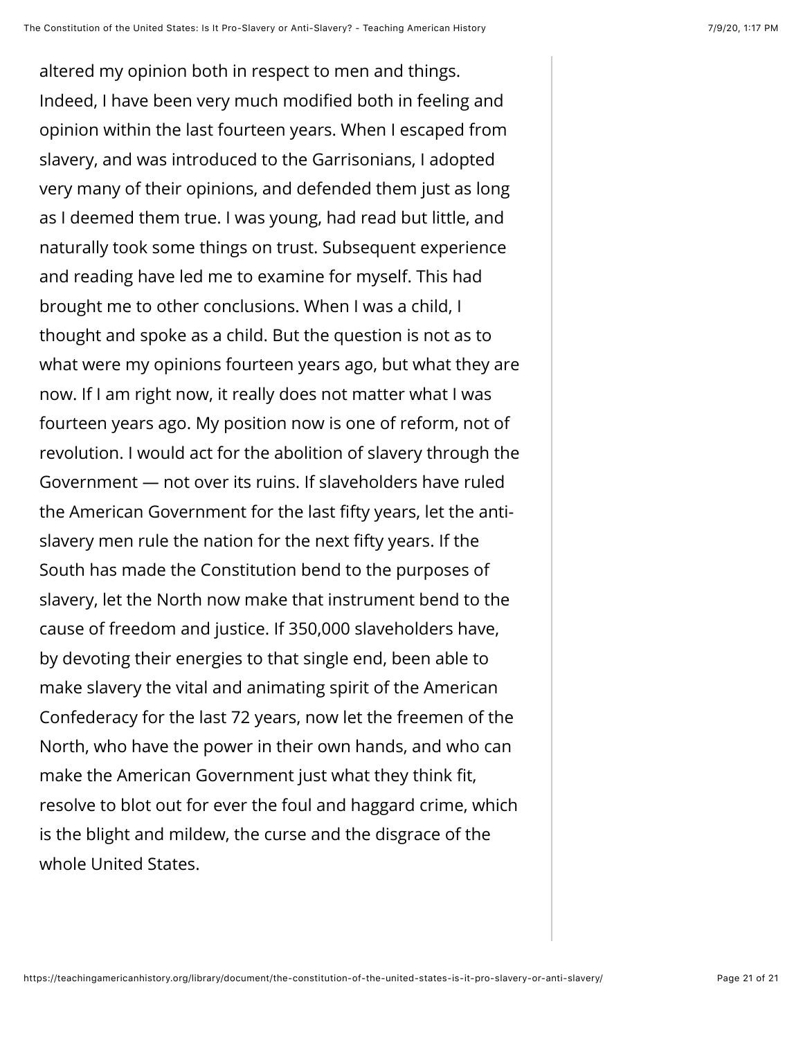altered my opinion both in respect to men and things. Indeed, I have been very much modified both in feeling and opinion within the last fourteen years. When I escaped from slavery, and was introduced to the Garrisonians, I adopted very many of their opinions, and defended them just as long as I deemed them true. I was young, had read but little, and naturally took some things on trust. Subsequent experience and reading have led me to examine for myself. This had brought me to other conclusions. When I was a child, I thought and spoke as a child. But the question is not as to what were my opinions fourteen years ago, but what they are now. If I am right now, it really does not matter what I was fourteen years ago. My position now is one of reform, not of revolution. I would act for the abolition of slavery through the Government — not over its ruins. If slaveholders have ruled the American Government for the last fifty years, let the anti-slavery men rule the nation for the next fifty years. If the South has made the Constitution bend to the purposes of slavery, let the North now make that instrument bend to the cause of freedom and justice. If 350,000 slaveholders have, by devoting their energies to that single end, been able to make slavery the vital and animating spirit of the American Confederacy for the last 72 years, now let the freemen of the North, who have the power in their own hands, and who can make the American Government just what they think fit, resolve to blot out for ever the foul and haggard crime, which is the blight and mildew, the curse and the disgrace of the whole United States.